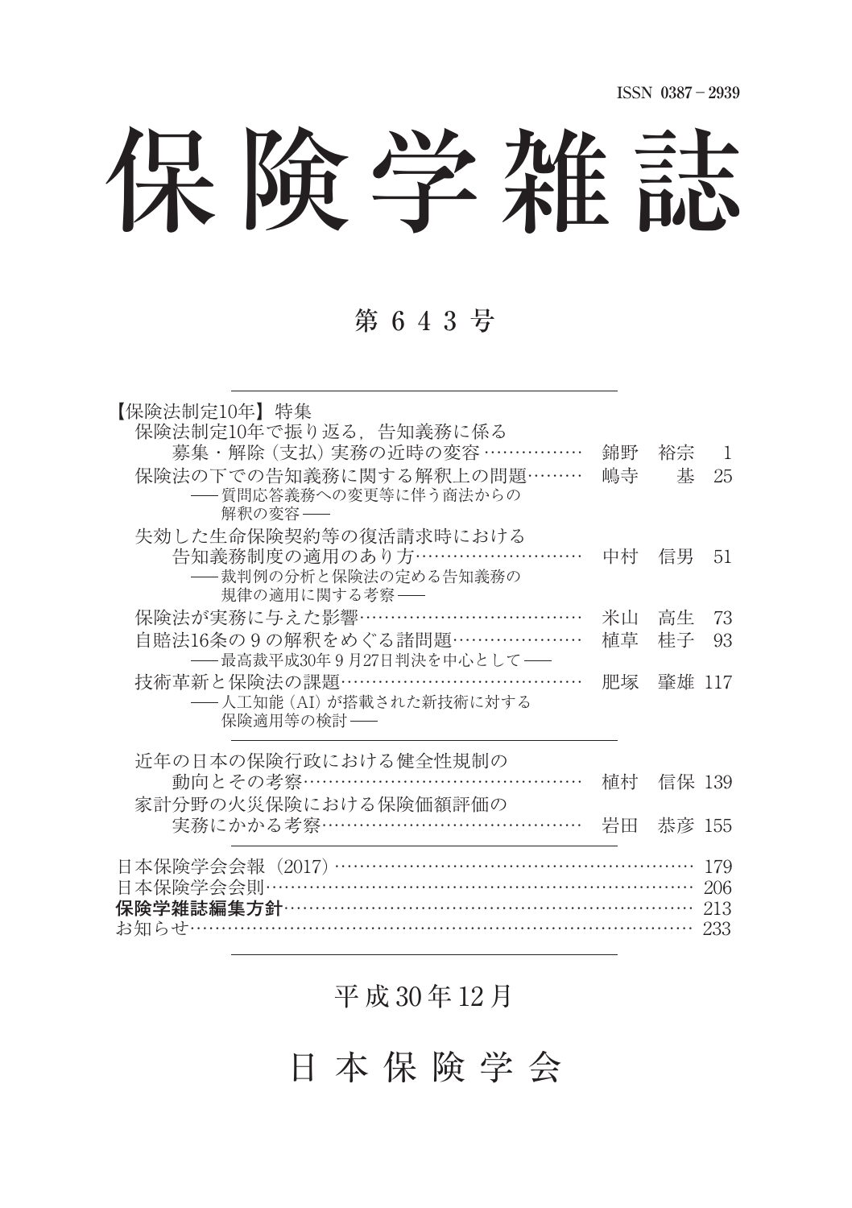ISSN 0387－2939

# 保険学雑誌

## 第 643 号

【保険法制定10年】特集

- 保険法制定10年で振り返る，告知義務に係る募集・解除（支払）実務の近時の変容 …………… 錦野　裕宗　1
- 保険法の下での告知義務に関する解釈上の問題……… 嶋寺　基　25
  ――質問応答義務への変更等に伴う商法からの解釈の変容――
- 失効した生命保険契約等の復活請求時における告知義務制度の適用のあり方……………………… 中村　信男　51
  ――裁判例の分析と保険法の定める告知義務の規律の適用に関する考察――
- 保険法が実務に与えた影響……………………………… 米山　高生　73
- 自賠法16条の９の解釈をめぐる諸問題………………… 植草　桂子　93
  ――最高裁平成30年９月27日判決を中心として――
- 技術革新と保険法の課題………………………………… 肥塚　肇雄　117
  ――人工知能（AI）が搭載された新技術に対する保険適用等の検討――

---

- 近年の日本の保険行政における健全性規制の動向とその考察……………………………………… 植村　信保　139
- 家計分野の火災保険における保険価額評価の実務にかかる考察…………………………………… 岩田　恭彦　155

---

日本保険学会会報（2017）……………………………………………… 179
日本保険学会会則……………………………………………………… 206
**保険学雑誌編集方針**…………………………………………………… 213
お知らせ………………………………………………………………… 233

平成30年12月

日本保険学会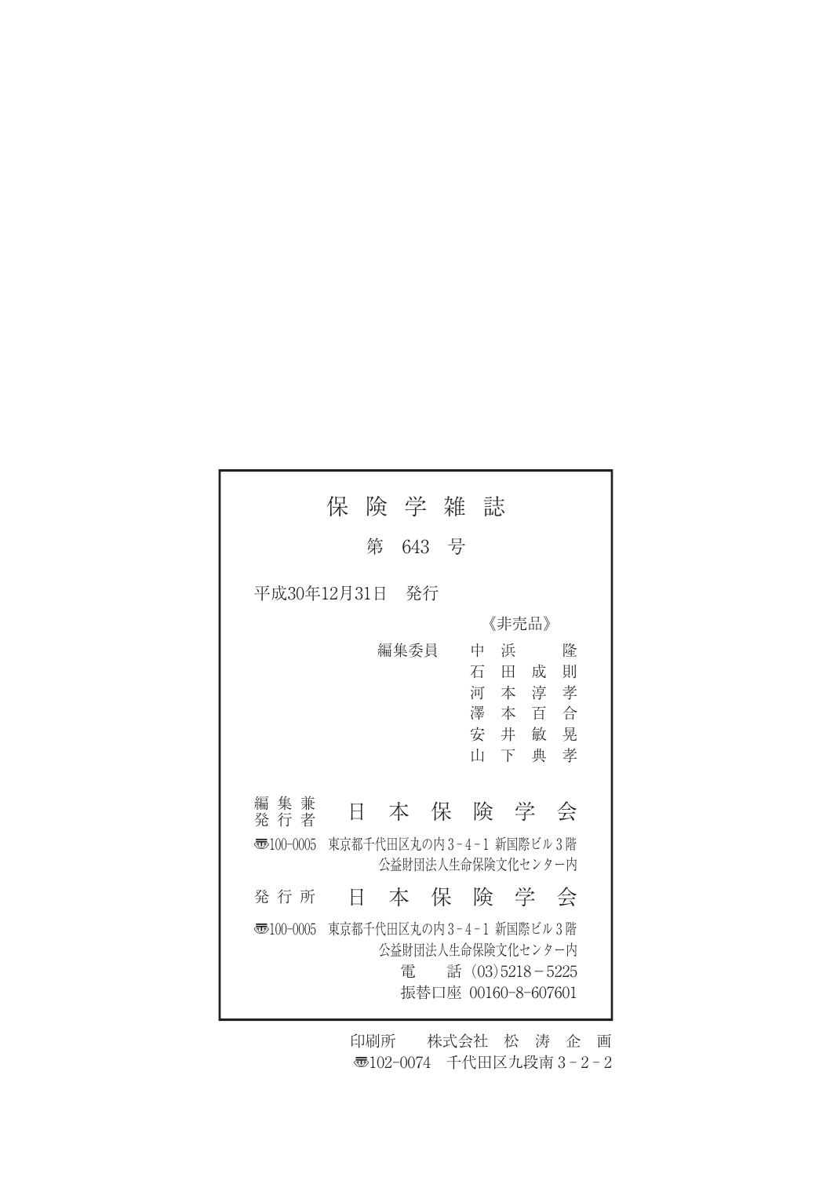# 保険学雑誌

第 643 号

平成30年12月31日　発行

《非売品》

編集委員　中浜　隆
石田成則
河本淳孝
澤本百合
安井敏晃
山下典孝

編集兼発行者　日本保険学会

〒100-0005　東京都千代田区丸の内3-4-1 新国際ビル3階
公益財団法人生命保険文化センター内

発行所　日本保険学会

〒100-0005　東京都千代田区丸の内3-4-1 新国際ビル3階
公益財団法人生命保険文化センター内
電　話 (03)5218-5225
振替口座 00160-8-607601

印刷所　株式会社 松 涛 企 画
〒102-0074　千代田区九段南3-2-2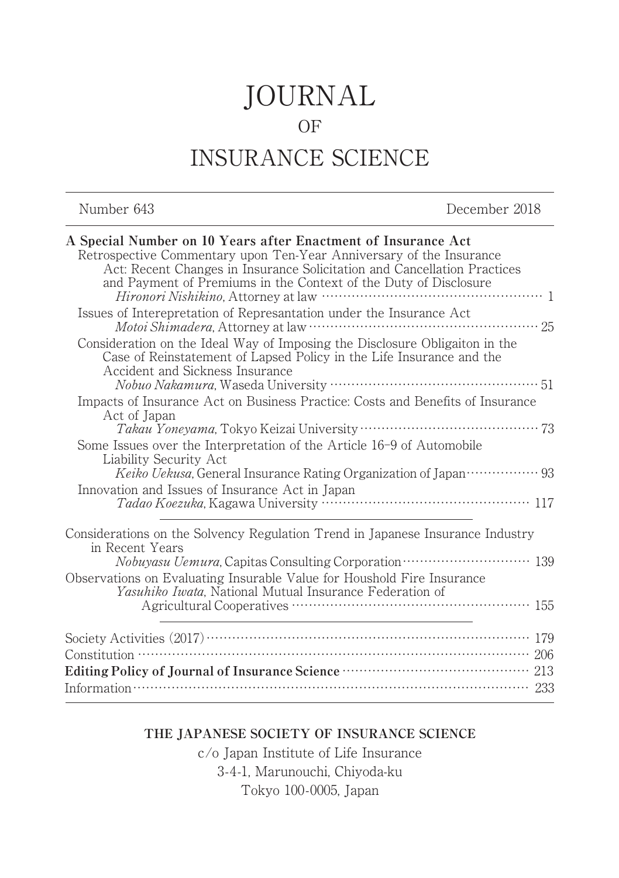# JOURNAL

## OF

# INSURANCE SCIENCE

Number 643 December 2018

**A Special Number on 10 Years after Enactment of Insurance Act**

Retrospective Commentary upon Ten-Year Anniversary of the Insurance Act: Recent Changes in Insurance Solicitation and Cancellation Practices and Payment of Premiums in the Context of the Duty of Disclosure
*Hironori Nishikino*, Attorney at law ………………………………………………… 1

Issues of Interepretation of Represantation under the Insurance Act
*Motoi Shimadera*, Attorney at law ………………………………………………… 25

Consideration on the Ideal Way of Imposing the Disclosure Obligaiton in the Case of Reinstatement of Lapsed Policy in the Life Insurance and the Accident and Sickness Insurance
*Nobuo Nakamura*, Waseda University …………………………………………… 51

Impacts of Insurance Act on Business Practice: Costs and Benefits of Insurance Act of Japan
*Takau Yoneyama*, Tokyo Keizai University …………………………………… 73

Some Issues over the Interpretation of the Article 16-9 of Automobile Liability Security Act
*Keiko Uekusa*, General Insurance Rating Organization of Japan ……………… 93

Innovation and Issues of Insurance Act in Japan
*Tadao Koezuka*, Kagawa University …………………………………………… 117

---

Considerations on the Solvency Regulation Trend in Japanese Insurance Industry in Recent Years
*Nobuyasu Uemura*, Capitas Consulting Corporation ………………………… 139

Observations on Evaluating Insurable Value for Houshold Fire Insurance
*Yasuhiko Iwata*, National Mutual Insurance Federation of Agricultural Cooperatives ………………………………………………… 155

---

Society Activities (2017) …………………………………………………………… 179

Constitution ……………………………………………………………………… 206

**Editing Policy of Journal of Insurance Science** ……………………………… 213

Information ……………………………………………………………………… 233

**THE JAPANESE SOCIETY OF INSURANCE SCIENCE**

c/o Japan Institute of Life Insurance
3-4-1, Marunouchi, Chiyoda-ku
Tokyo 100-0005, Japan